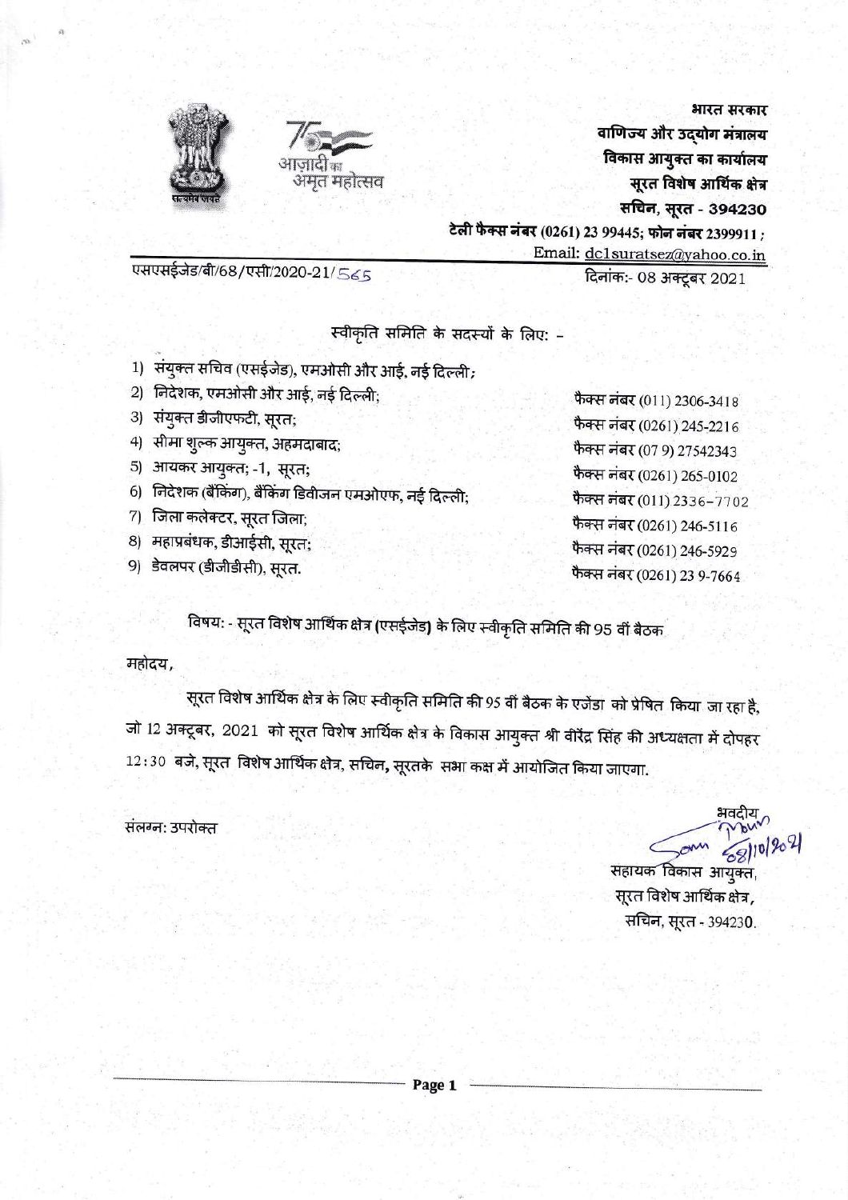भारत सरकार
वाणिज्य और उद्योग मंत्रालय
विकास आयुक्त का कार्यालय
सूरत विशेष आर्थिक क्षेत्र
सचिन, सूरत - 394230
टेली फैक्स नंबर (0261) 23 99445; फोन नंबर 2399911 ;
Email: dc1suratsez@yahoo.co.in

एसएसईजेड/बी/68/एसी/2020-21/565

दिनांक:- 08 अक्टूबर 2021

स्वीकृति समिति के सदस्यों के लिए: -

1) संयुक्त सचिव (एसईजेड), एमओसी और आई, नई दिल्ली;
2) निदेशक, एमओसी और आई, नई दिल्ली; — फैक्स नंबर (011) 2306-3418
3) संयुक्त डीजीएफटी, सूरत; — फैक्स नंबर (0261) 245-2216
4) सीमा शुल्क आयुक्त, अहमदाबाद; — फैक्स नंबर (07 9) 27542343
5) आयकर आयुक्त; -1, सूरत; — फैक्स नंबर (0261) 265-0102
6) निदेशक (बैंकिंग), बैंकिंग डिवीजन एमओएफ, नई दिल्ली; — फैक्स नंबर (011) 2336-7702
7) जिला कलेक्टर, सूरत जिला; — फैक्स नंबर (0261) 246-5116
8) महाप्रबंधक, डीआईसी, सूरत; — फैक्स नंबर (0261) 246-5929
9) डेवलपर (डीजीडीसी), सूरत. — फैक्स नंबर (0261) 23 9-7664

विषय: - सूरत विशेष आर्थिक क्षेत्र (एसईजेड) के लिए स्वीकृति समिति की 95 वीं बैठक

महोदय,

सूरत विशेष आर्थिक क्षेत्र के लिए स्वीकृति समिति की 95 वीं बैठक के एजेंडा को प्रेषित किया जा रहा है, जो 12 अक्टूबर, 2021 को सूरत विशेष आर्थिक क्षेत्र के विकास आयुक्त श्री वीरेंद्र सिंह की अध्यक्षता में दोपहर 12:30 बजे, सूरत विशेष आर्थिक क्षेत्र, सचिन, सूरतके सभा कक्ष में आयोजित किया जाएगा.

संलग्न: उपरोक्त

भवदीय
08/10/2021
सहायक विकास आयुक्त,
सूरत विशेष आर्थिक क्षेत्र,
सचिन, सूरत - 394230.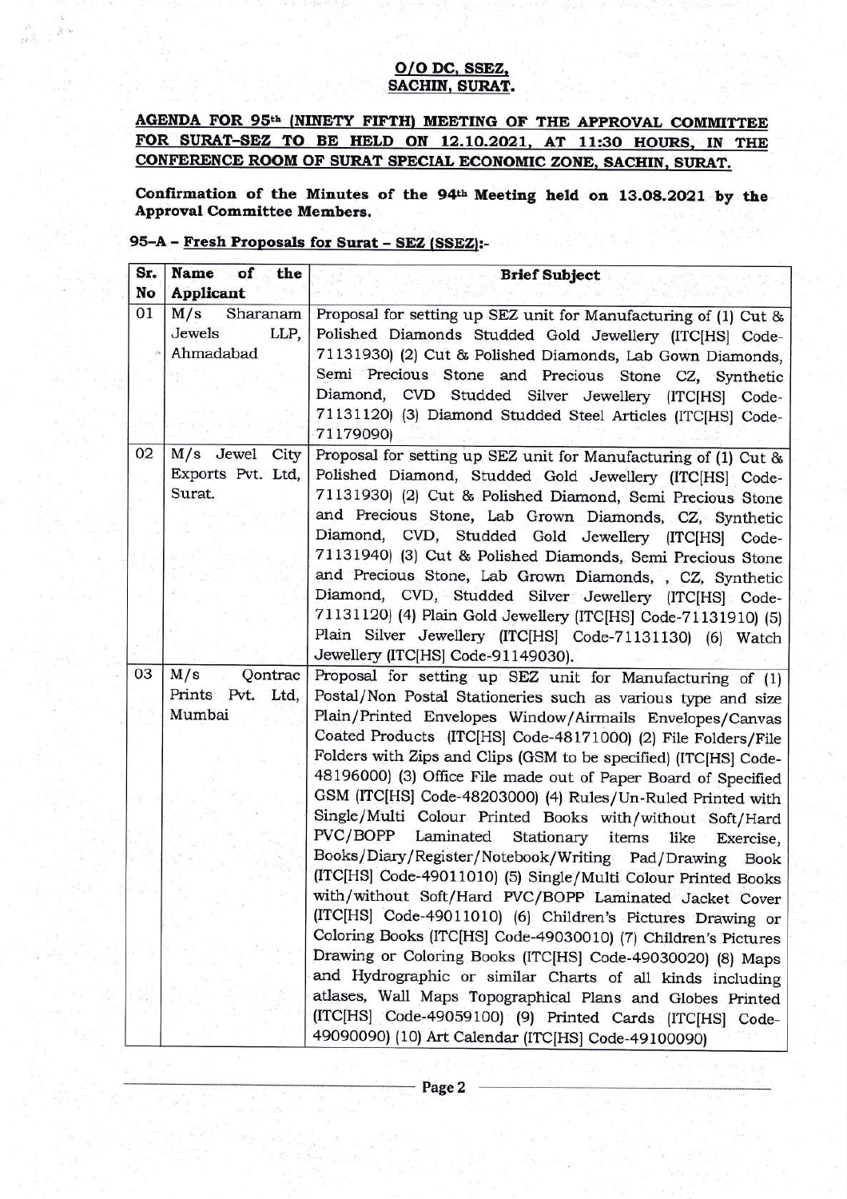**O/O DC, SSEZ,**
**SACHIN, SURAT.**

**AGENDA FOR 95th (NINETY FIFTH) MEETING OF THE APPROVAL COMMITTEE FOR SURAT-SEZ TO BE HELD ON 12.10.2021, AT 11:30 HOURS, IN THE CONFERENCE ROOM OF SURAT SPECIAL ECONOMIC ZONE, SACHIN, SURAT.**

**Confirmation of the Minutes of the 94th Meeting held on 13.08.2021 by the Approval Committee Members.**

**95-A – Fresh Proposals for Surat – SEZ (SSEZ):-**

| Sr. No | Name of the Applicant | Brief Subject |
|---|---|---|
| 01 | M/s Sharanam Jewels LLP, Ahmadabad | Proposal for setting up SEZ unit for Manufacturing of (1) Cut & Polished Diamonds Studded Gold Jewellery (ITC[HS] Code-71131930) (2) Cut & Polished Diamonds, Lab Gown Diamonds, Semi Precious Stone and Precious Stone CZ, Synthetic Diamond, CVD Studded Silver Jewellery (ITC[HS] Code-71131120) (3) Diamond Studded Steel Articles (ITC[HS] Code-71179090) |
| 02 | M/s Jewel City Exports Pvt. Ltd, Surat. | Proposal for setting up SEZ unit for Manufacturing of (1) Cut & Polished Diamond, Studded Gold Jewellery (ITC[HS] Code-71131930) (2) Cut & Polished Diamond, Semi Precious Stone and Precious Stone, Lab Grown Diamonds, CZ, Synthetic Diamond, CVD, Studded Gold Jewellery (ITC[HS] Code-71131940) (3) Cut & Polished Diamonds, Semi Precious Stone and Precious Stone, Lab Grown Diamonds, , CZ, Synthetic Diamond, CVD, Studded Silver Jewellery (ITC[HS] Code-71131120) (4) Plain Gold Jewellery (ITC[HS] Code-71131910) (5) Plain Silver Jewellery (ITC[HS] Code-71131130) (6) Watch Jewellery (ITC[HS] Code-91149030). |
| 03 | M/s Qontrac Prints Pvt. Ltd, Mumbai | Proposal for setting up SEZ unit for Manufacturing of (1) Postal/Non Postal Stationeries such as various type and size Plain/Printed Envelopes Window/Airmails Envelopes/Canvas Coated Products (ITC[HS] Code-48171000) (2) File Folders/File Folders with Zips and Clips (GSM to be specified) (ITC[HS] Code-48196000) (3) Office File made out of Paper Board of Specified GSM (ITC[HS] Code-48203000) (4) Rules/Un-Ruled Printed with Single/Multi Colour Printed Books with/without Soft/Hard PVC/BOPP Laminated Stationary items like Exercise, Books/Diary/Register/Notebook/Writing Pad/Drawing Book (ITC[HS] Code-49011010) (5) Single/Multi Colour Printed Books with/without Soft/Hard PVC/BOPP Laminated Jacket Cover (ITC[HS] Code-49011010) (6) Children's Pictures Drawing or Coloring Books (ITC[HS] Code-49030010) (7) Children's Pictures Drawing or Coloring Books (ITC[HS] Code-49030020) (8) Maps and Hydrographic or similar Charts of all kinds including atlases, Wall Maps Topographical Plans and Globes Printed (ITC[HS] Code-49059100) (9) Printed Cards (ITC[HS] Code-49090090) (10) Art Calendar (ITC[HS] Code-49100090) |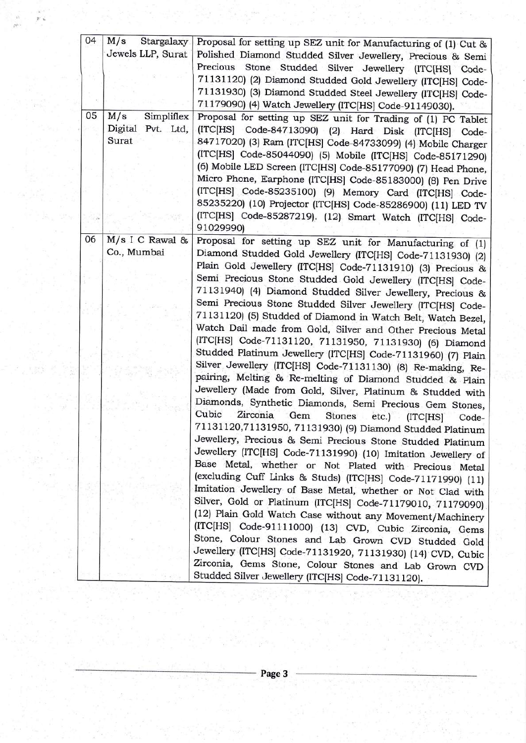| | | |
|---|---|---|
| 04 | M/s Stargalaxy Jewels LLP, Surat | Proposal for setting up SEZ unit for Manufacturing of (1) Cut & Polished Diamond Studded Silver Jewellery, Precious & Semi Precious Stone Studded Silver Jewellery (ITC[HS] Code-71131120) (2) Diamond Studded Gold Jewellery (ITC[HS] Code-71131930) (3) Diamond Studded Steel Jewellery (ITC[HS] Code-71179090) (4) Watch Jewellery (ITC[HS] Code-91149030). |
| 05 | M/s Simpliflex Digital Pvt. Ltd, Surat | Proposal for setting up SEZ unit for Trading of (1) PC Tablet (ITC[HS] Code-84713090) (2) Hard Disk (ITC[HS] Code-84717020) (3) Ram (ITC[HS] Code-84733099) (4) Mobile Charger (ITC[HS] Code-85044090) (5) Mobile (ITC[HS] Code-85171290) (6) Mobile LED Screen (ITC[HS] Code-85177090) (7) Head Phone, Micro Phone, Earphone (ITC[HS] Code-85183000) (8) Pen Drive (ITC[HS] Code-85235100) (9) Memory Card (ITC[HS] Code-85235220) (10) Projector (ITC[HS] Code-85286900) (11) LED TV (ITC[HS] Code-85287219). (12) Smart Watch (ITC[HS] Code-91029990) |
| 06 | M/s I C Rawal & Co., Mumbai | Proposal for setting up SEZ unit for Manufacturing of (1) Diamond Studded Gold Jewellery (ITC[HS] Code-71131930) (2) Plain Gold Jewellery (ITC[HS] Code-71131910) (3) Precious & Semi Precious Stone Studded Gold Jewellery (ITC[HS] Code-71131940) (4) Diamond Studded Silver Jewellery, Precious & Semi Precious Stone Studded Silver Jewellery (ITC[HS] Code-71131120) (5) Studded of Diamond in Watch Belt, Watch Bezel, Watch Dail made from Gold, Silver and Other Precious Metal (ITC[HS] Code-71131120, 71131950, 71131930) (6) Diamond Studded Platinum Jewellery (ITC[HS] Code-71131960) (7) Plain Silver Jewellery (ITC[HS] Code-71131130) (8) Re-making, Re-pairing, Melting & Re-melting of Diamond Studded & Plain Jewellery (Made from Gold, Silver, Platinum & Studded with Diamonds, Synthetic Diamonds, Semi Precious Gem Stones, Cubic Zirconia Gem Stones etc.) (ITC[HS] Code-71131120,71131950, 71131930) (9) Diamond Studded Platinum Jewellery, Precious & Semi Precious Stone Studded Platinum Jewellery (ITC[HS] Code-71131990) (10) Imitation Jewellery of Base Metal, whether or Not Plated with Precious Metal (excluding Cuff Links & Studs) (ITC[HS] Code-71171990) (11) Imitation Jewellery of Base Metal, whether or Not Clad with Silver, Gold or Platinum (ITC[HS] Code-71179010, 71179090) (12) Plain Gold Watch Case without any Movement/Machinery (ITC[HS] Code-91111000) (13) CVD, Cubic Zirconia, Gems Stone, Colour Stones and Lab Grown CVD Studded Gold Jewellery (ITC[HS] Code-71131920, 71131930) (14) CVD, Cubic Zirconia, Gems Stone, Colour Stones and Lab Grown CVD Studded Silver Jewellery (ITC[HS] Code-71131120). |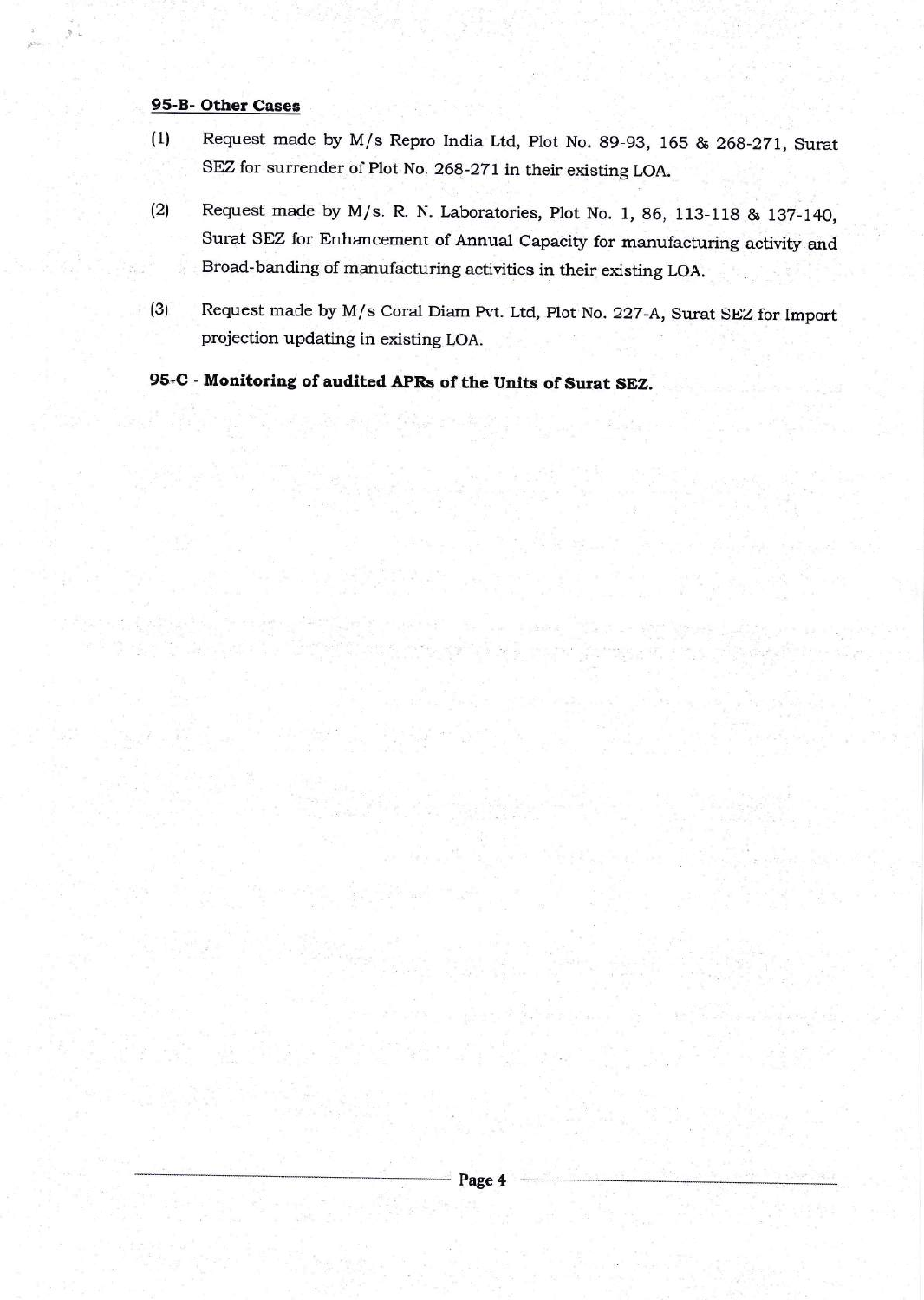**95-B- Other Cases**

(1) Request made by M/s Repro India Ltd, Plot No. 89-93, 165 & 268-271, Surat SEZ for surrender of Plot No. 268-271 in their existing LOA.

(2) Request made by M/s. R. N. Laboratories, Plot No. 1, 86, 113-118 & 137-140, Surat SEZ for Enhancement of Annual Capacity for manufacturing activity and Broad-banding of manufacturing activities in their existing LOA.

(3) Request made by M/s Coral Diam Pvt. Ltd, Plot No. 227-A, Surat SEZ for Import projection updating in existing LOA.

**95-C - Monitoring of audited APRs of the Units of Surat SEZ.**